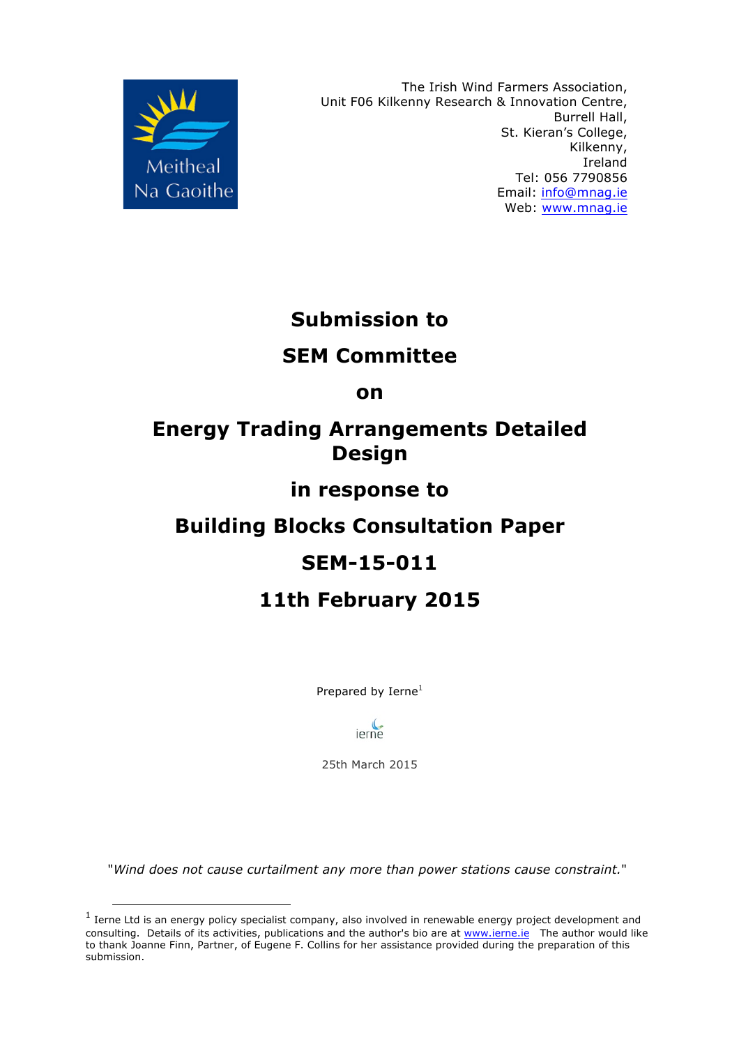Meitheal Na Gaoithe

The Irish Wind Farmers Association,
Unit F06 Kilkenny Research & Innovation Centre,
Burrell Hall,
St. Kieran's College,
Kilkenny,
Ireland
Tel: 056 7790856
Email: info@mnag.ie
Web: www.mnag.ie

# Submission to

# SEM Committee

# on

# Energy Trading Arrangements Detailed Design

# in response to

# Building Blocks Consultation Paper

# SEM-15-011

# 11th February 2015

Prepared by Ierne[1]

ierne

25th March 2015

"*Wind does not cause curtailment any more than power stations cause constraint.*"

[1] Ierne Ltd is an energy policy specialist company, also involved in renewable energy project development and consulting. Details of its activities, publications and the author's bio are at www.ierne.ie The author would like to thank Joanne Finn, Partner, of Eugene F. Collins for her assistance provided during the preparation of this submission.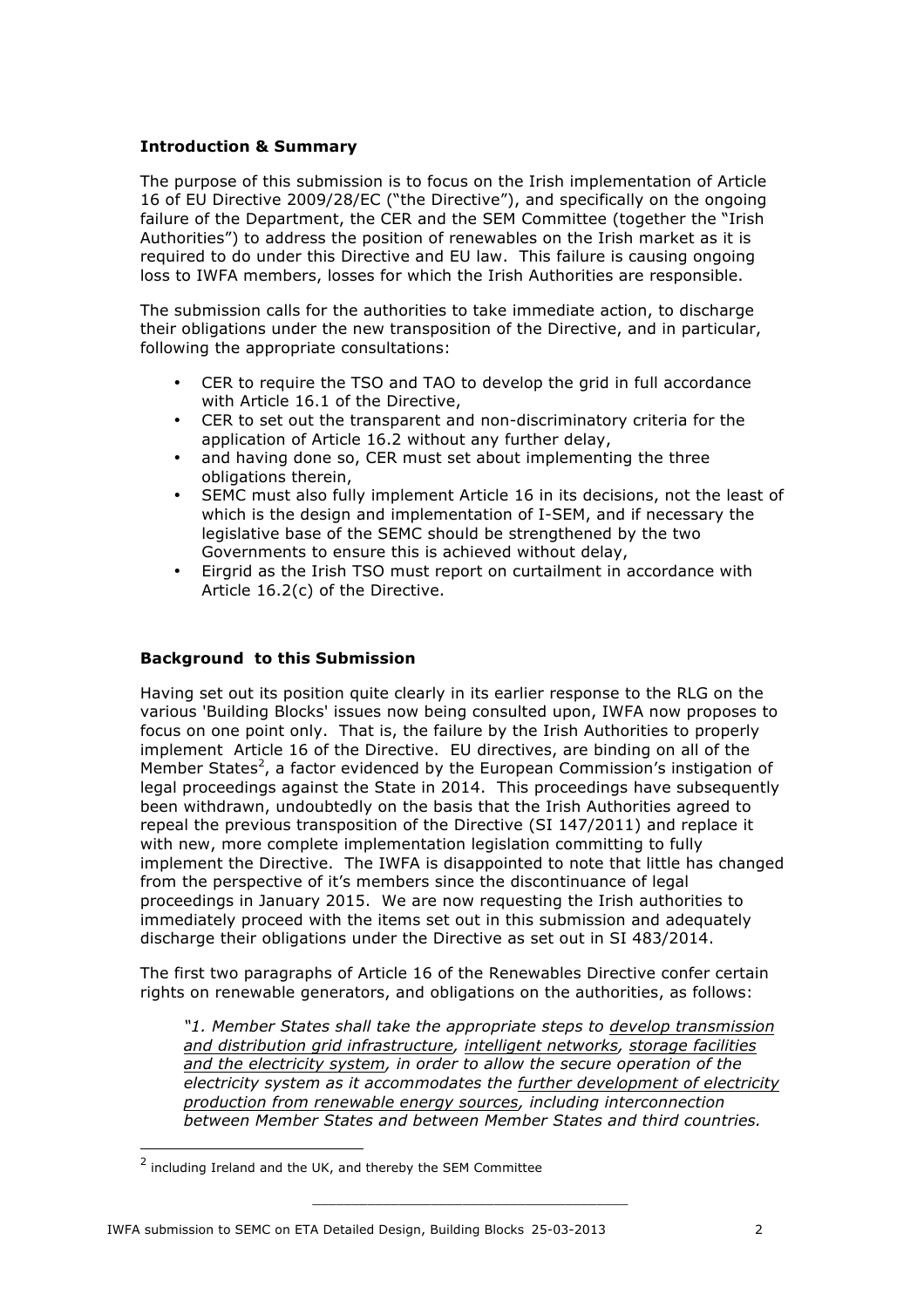**Introduction & Summary**

The purpose of this submission is to focus on the Irish implementation of Article 16 of EU Directive 2009/28/EC ("the Directive"), and specifically on the ongoing failure of the Department, the CER and the SEM Committee (together the "Irish Authorities") to address the position of renewables on the Irish market as it is required to do under this Directive and EU law. This failure is causing ongoing loss to IWFA members, losses for which the Irish Authorities are responsible.

The submission calls for the authorities to take immediate action, to discharge their obligations under the new transposition of the Directive, and in particular, following the appropriate consultations:

- CER to require the TSO and TAO to develop the grid in full accordance with Article 16.1 of the Directive,
- CER to set out the transparent and non-discriminatory criteria for the application of Article 16.2 without any further delay,
- and having done so, CER must set about implementing the three obligations therein,
- SEMC must also fully implement Article 16 in its decisions, not the least of which is the design and implementation of I-SEM, and if necessary the legislative base of the SEMC should be strengthened by the two Governments to ensure this is achieved without delay,
- Eirgrid as the Irish TSO must report on curtailment in accordance with Article 16.2(c) of the Directive.

**Background to this Submission**

Having set out its position quite clearly in its earlier response to the RLG on the various 'Building Blocks' issues now being consulted upon, IWFA now proposes to focus on one point only. That is, the failure by the Irish Authorities to properly implement Article 16 of the Directive. EU directives, are binding on all of the Member States[2], a factor evidenced by the European Commission's instigation of legal proceedings against the State in 2014. This proceedings have subsequently been withdrawn, undoubtedly on the basis that the Irish Authorities agreed to repeal the previous transposition of the Directive (SI 147/2011) and replace it with new, more complete implementation legislation committing to fully implement the Directive. The IWFA is disappointed to note that little has changed from the perspective of it's members since the discontinuance of legal proceedings in January 2015. We are now requesting the Irish authorities to immediately proceed with the items set out in this submission and adequately discharge their obligations under the Directive as set out in SI 483/2014.

The first two paragraphs of Article 16 of the Renewables Directive confer certain rights on renewable generators, and obligations on the authorities, as follows:

*"1. Member States shall take the appropriate steps to develop transmission and distribution grid infrastructure, intelligent networks, storage facilities and the electricity system, in order to allow the secure operation of the electricity system as it accommodates the further development of electricity production from renewable energy sources, including interconnection between Member States and between Member States and third countries.*

[2] including Ireland and the UK, and thereby the SEM Committee

IWFA submission to SEMC on ETA Detailed Design, Building Blocks 25-03-2013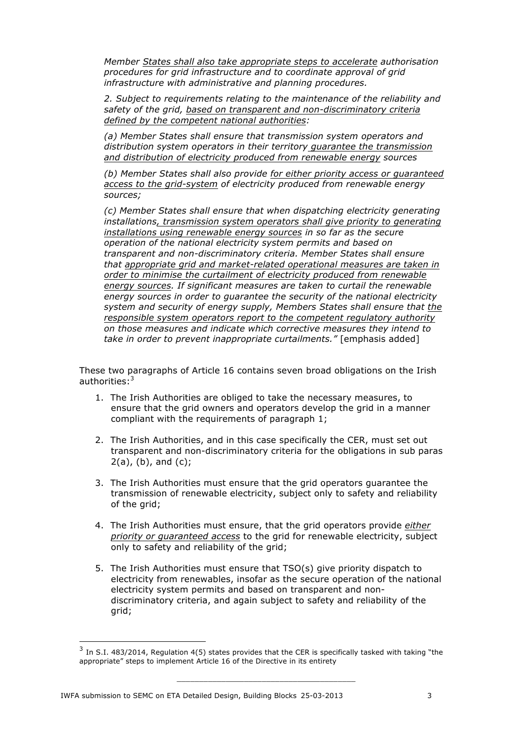*Member <u>States shall also take appropriate steps to accelerate</u> authorisation procedures for grid infrastructure and to coordinate approval of grid infrastructure with administrative and planning procedures.*

*2. Subject to requirements relating to the maintenance of the reliability and safety of the grid, <u>based on transparent and non-discriminatory criteria defined by the competent national authorities</u>:*

*(a) Member States shall ensure that transmission system operators and distribution system operators in their territory <u>guarantee the transmission and distribution of electricity produced from renewable energy</u> sources*

*(b) Member States shall also provide <u>for either priority access or guaranteed access to the grid-system</u> of electricity produced from renewable energy sources;*

*(c) Member States shall ensure that when dispatching electricity generating installations<u>, transmission system operators shall give priority to generating installations using renewable energy sources</u> in so far as the secure operation of the national electricity system permits and based on transparent and non-discriminatory criteria. Member States shall ensure that <u>appropriate grid and market-related operational measures are taken in order to minimise the curtailment of electricity produced from renewable energy sources</u>. If significant measures are taken to curtail the renewable energy sources in order to guarantee the security of the national electricity system and security of energy supply, Members States shall ensure that <u>the responsible system operators report to the competent regulatory authority</u> on those measures and indicate which corrective measures they intend to take in order to prevent inappropriate curtailments."* [emphasis added]

These two paragraphs of Article 16 contains seven broad obligations on the Irish authorities:[3]

1. The Irish Authorities are obliged to take the necessary measures, to ensure that the grid owners and operators develop the grid in a manner compliant with the requirements of paragraph 1;
2. The Irish Authorities, and in this case specifically the CER, must set out transparent and non-discriminatory criteria for the obligations in sub paras 2(a), (b), and (c);
3. The Irish Authorities must ensure that the grid operators guarantee the transmission of renewable electricity, subject only to safety and reliability of the grid;
4. The Irish Authorities must ensure, that the grid operators provide *<u>either priority or guaranteed access</u>* to the grid for renewable electricity, subject only to safety and reliability of the grid;
5. The Irish Authorities must ensure that TSO(s) give priority dispatch to electricity from renewables, insofar as the secure operation of the national electricity system permits and based on transparent and non-discriminatory criteria, and again subject to safety and reliability of the grid;

[3] In S.I. 483/2014, Regulation 4(5) states provides that the CER is specifically tasked with taking "the appropriate" steps to implement Article 16 of the Directive in its entirety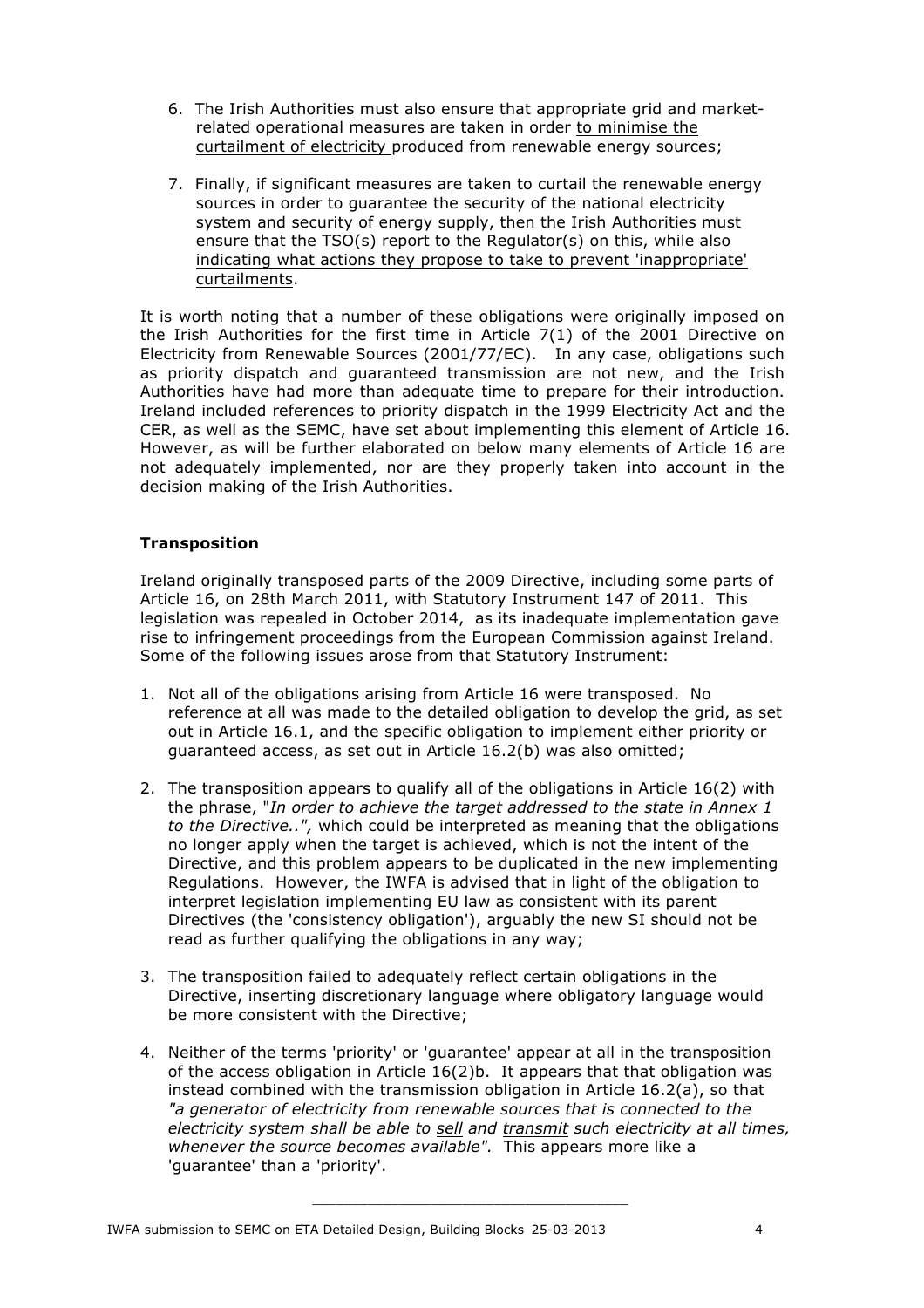6. The Irish Authorities must also ensure that appropriate grid and market-related operational measures are taken in order <u>to minimise the curtailment of electricity</u> produced from renewable energy sources;

7. Finally, if significant measures are taken to curtail the renewable energy sources in order to guarantee the security of the national electricity system and security of energy supply, then the Irish Authorities must ensure that the TSO(s) report to the Regulator(s) <u>on this, while also indicating what actions they propose to take to prevent 'inappropriate' curtailments</u>.

It is worth noting that a number of these obligations were originally imposed on the Irish Authorities for the first time in Article 7(1) of the 2001 Directive on Electricity from Renewable Sources (2001/77/EC). In any case, obligations such as priority dispatch and guaranteed transmission are not new, and the Irish Authorities have had more than adequate time to prepare for their introduction. Ireland included references to priority dispatch in the 1999 Electricity Act and the CER, as well as the SEMC, have set about implementing this element of Article 16. However, as will be further elaborated on below many elements of Article 16 are not adequately implemented, nor are they properly taken into account in the decision making of the Irish Authorities.

**Transposition**

Ireland originally transposed parts of the 2009 Directive, including some parts of Article 16, on 28th March 2011, with Statutory Instrument 147 of 2011. This legislation was repealed in October 2014, as its inadequate implementation gave rise to infringement proceedings from the European Commission against Ireland. Some of the following issues arose from that Statutory Instrument:

1. Not all of the obligations arising from Article 16 were transposed. No reference at all was made to the detailed obligation to develop the grid, as set out in Article 16.1, and the specific obligation to implement either priority or guaranteed access, as set out in Article 16.2(b) was also omitted;

2. The transposition appears to qualify all of the obligations in Article 16(2) with the phrase, "*In order to achieve the target addressed to the state in Annex 1 to the Directive..",* which could be interpreted as meaning that the obligations no longer apply when the target is achieved, which is not the intent of the Directive, and this problem appears to be duplicated in the new implementing Regulations. However, the IWFA is advised that in light of the obligation to interpret legislation implementing EU law as consistent with its parent Directives (the 'consistency obligation'), arguably the new SI should not be read as further qualifying the obligations in any way;

3. The transposition failed to adequately reflect certain obligations in the Directive, inserting discretionary language where obligatory language would be more consistent with the Directive;

4. Neither of the terms 'priority' or 'guarantee' appear at all in the transposition of the access obligation in Article 16(2)b. It appears that that obligation was instead combined with the transmission obligation in Article 16.2(a), so that *"a generator of electricity from renewable sources that is connected to the electricity system shall be able to <u>sell</u> and <u>transmit</u> such electricity at all times, whenever the source becomes available".* This appears more like a 'guarantee' than a 'priority'.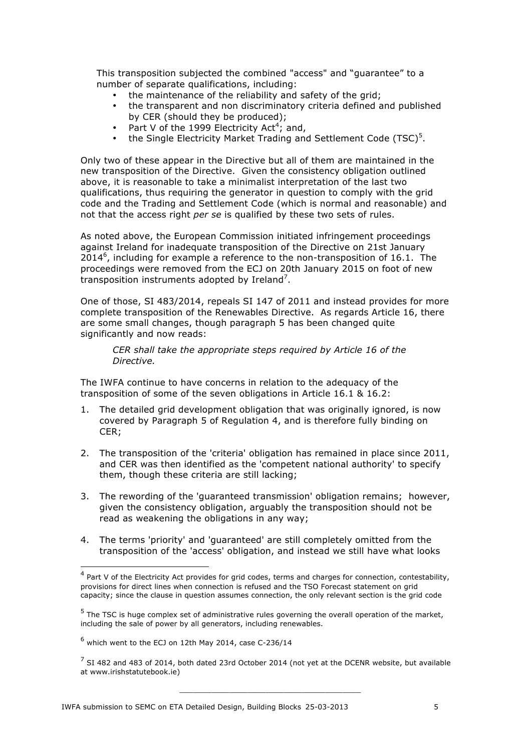This transposition subjected the combined "access" and "guarantee" to a number of separate qualifications, including:

- the maintenance of the reliability and safety of the grid;
- the transparent and non discriminatory criteria defined and published by CER (should they be produced);
- Part V of the 1999 Electricity Act[4]; and,
- the Single Electricity Market Trading and Settlement Code (TSC)[5].

Only two of these appear in the Directive but all of them are maintained in the new transposition of the Directive. Given the consistency obligation outlined above, it is reasonable to take a minimalist interpretation of the last two qualifications, thus requiring the generator in question to comply with the grid code and the Trading and Settlement Code (which is normal and reasonable) and not that the access right *per se* is qualified by these two sets of rules.

As noted above, the European Commission initiated infringement proceedings against Ireland for inadequate transposition of the Directive on 21st January 2014[6], including for example a reference to the non-transposition of 16.1. The proceedings were removed from the ECJ on 20th January 2015 on foot of new transposition instruments adopted by Ireland[7].

One of those, SI 483/2014, repeals SI 147 of 2011 and instead provides for more complete transposition of the Renewables Directive. As regards Article 16, there are some small changes, though paragraph 5 has been changed quite significantly and now reads:

> *CER shall take the appropriate steps required by Article 16 of the Directive.*

The IWFA continue to have concerns in relation to the adequacy of the transposition of some of the seven obligations in Article 16.1 & 16.2:

1. The detailed grid development obligation that was originally ignored, is now covered by Paragraph 5 of Regulation 4, and is therefore fully binding on CER;
2. The transposition of the 'criteria' obligation has remained in place since 2011, and CER was then identified as the 'competent national authority' to specify them, though these criteria are still lacking;
3. The rewording of the 'guaranteed transmission' obligation remains; however, given the consistency obligation, arguably the transposition should not be read as weakening the obligations in any way;
4. The terms 'priority' and 'guaranteed' are still completely omitted from the transposition of the 'access' obligation, and instead we still have what looks

---

[4] Part V of the Electricity Act provides for grid codes, terms and charges for connection, contestability, provisions for direct lines when connection is refused and the TSO Forecast statement on grid capacity; since the clause in question assumes connection, the only relevant section is the grid code

[5] The TSC is huge complex set of administrative rules governing the overall operation of the market, including the sale of power by all generators, including renewables.

[6] which went to the ECJ on 12th May 2014, case C-236/14

[7] SI 482 and 483 of 2014, both dated 23rd October 2014 (not yet at the DCENR website, but available at www.irishstatutebook.ie)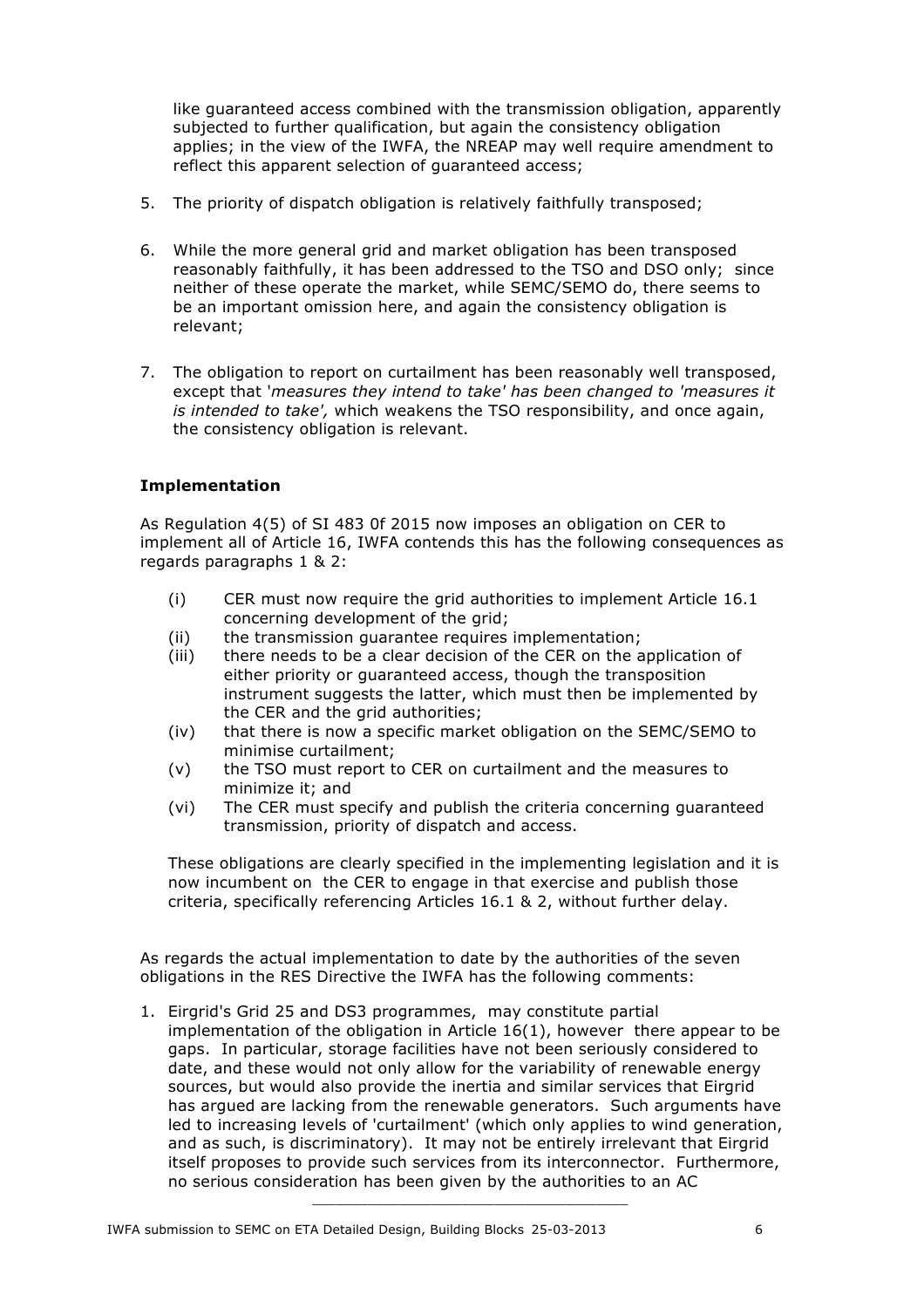like guaranteed access combined with the transmission obligation, apparently subjected to further qualification, but again the consistency obligation applies; in the view of the IWFA, the NREAP may well require amendment to reflect this apparent selection of guaranteed access;

5. The priority of dispatch obligation is relatively faithfully transposed;

6. While the more general grid and market obligation has been transposed reasonably faithfully, it has been addressed to the TSO and DSO only; since neither of these operate the market, while SEMC/SEMO do, there seems to be an important omission here, and again the consistency obligation is relevant;

7. The obligation to report on curtailment has been reasonably well transposed, except that '*measures they intend to take' has been changed to 'measures it is intended to take',* which weakens the TSO responsibility, and once again, the consistency obligation is relevant.

**Implementation**

As Regulation 4(5) of SI 483 0f 2015 now imposes an obligation on CER to implement all of Article 16, IWFA contends this has the following consequences as regards paragraphs 1 & 2:

(i) CER must now require the grid authorities to implement Article 16.1 concerning development of the grid;
(ii) the transmission guarantee requires implementation;
(iii) there needs to be a clear decision of the CER on the application of either priority or guaranteed access, though the transposition instrument suggests the latter, which must then be implemented by the CER and the grid authorities;
(iv) that there is now a specific market obligation on the SEMC/SEMO to minimise curtailment;
(v) the TSO must report to CER on curtailment and the measures to minimize it; and
(vi) The CER must specify and publish the criteria concerning guaranteed transmission, priority of dispatch and access.

These obligations are clearly specified in the implementing legislation and it is now incumbent on the CER to engage in that exercise and publish those criteria, specifically referencing Articles 16.1 & 2, without further delay.

As regards the actual implementation to date by the authorities of the seven obligations in the RES Directive the IWFA has the following comments:

1. Eirgrid's Grid 25 and DS3 programmes, may constitute partial implementation of the obligation in Article 16(1), however there appear to be gaps. In particular, storage facilities have not been seriously considered to date, and these would not only allow for the variability of renewable energy sources, but would also provide the inertia and similar services that Eirgrid has argued are lacking from the renewable generators. Such arguments have led to increasing levels of 'curtailment' (which only applies to wind generation, and as such, is discriminatory). It may not be entirely irrelevant that Eirgrid itself proposes to provide such services from its interconnector. Furthermore, no serious consideration has been given by the authorities to an AC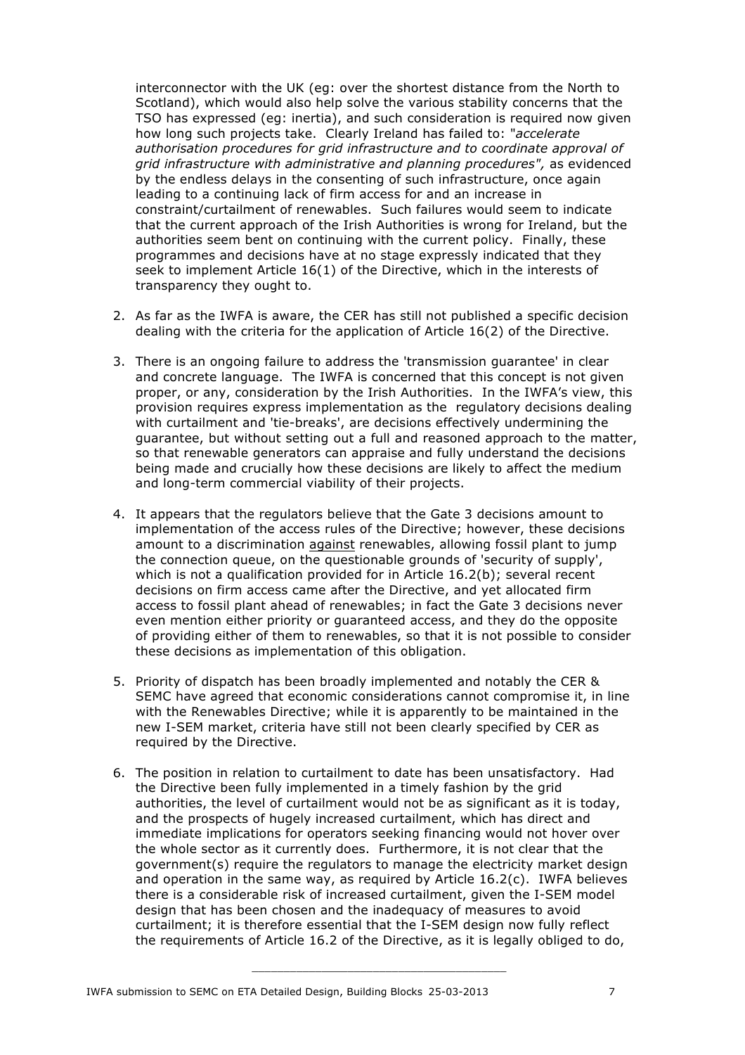interconnector with the UK (eg: over the shortest distance from the North to Scotland), which would also help solve the various stability concerns that the TSO has expressed (eg: inertia), and such consideration is required now given how long such projects take. Clearly Ireland has failed to: "*accelerate authorisation procedures for grid infrastructure and to coordinate approval of grid infrastructure with administrative and planning procedures*", as evidenced by the endless delays in the consenting of such infrastructure, once again leading to a continuing lack of firm access for and an increase in constraint/curtailment of renewables. Such failures would seem to indicate that the current approach of the Irish Authorities is wrong for Ireland, but the authorities seem bent on continuing with the current policy. Finally, these programmes and decisions have at no stage expressly indicated that they seek to implement Article 16(1) of the Directive, which in the interests of transparency they ought to.

2. As far as the IWFA is aware, the CER has still not published a specific decision dealing with the criteria for the application of Article 16(2) of the Directive.

3. There is an ongoing failure to address the 'transmission guarantee' in clear and concrete language. The IWFA is concerned that this concept is not given proper, or any, consideration by the Irish Authorities. In the IWFA's view, this provision requires express implementation as the regulatory decisions dealing with curtailment and 'tie-breaks', are decisions effectively undermining the guarantee, but without setting out a full and reasoned approach to the matter, so that renewable generators can appraise and fully understand the decisions being made and crucially how these decisions are likely to affect the medium and long-term commercial viability of their projects.

4. It appears that the regulators believe that the Gate 3 decisions amount to implementation of the access rules of the Directive; however, these decisions amount to a discrimination <u>against</u> renewables, allowing fossil plant to jump the connection queue, on the questionable grounds of 'security of supply', which is not a qualification provided for in Article 16.2(b); several recent decisions on firm access came after the Directive, and yet allocated firm access to fossil plant ahead of renewables; in fact the Gate 3 decisions never even mention either priority or guaranteed access, and they do the opposite of providing either of them to renewables, so that it is not possible to consider these decisions as implementation of this obligation.

5. Priority of dispatch has been broadly implemented and notably the CER & SEMC have agreed that economic considerations cannot compromise it, in line with the Renewables Directive; while it is apparently to be maintained in the new I-SEM market, criteria have still not been clearly specified by CER as required by the Directive.

6. The position in relation to curtailment to date has been unsatisfactory. Had the Directive been fully implemented in a timely fashion by the grid authorities, the level of curtailment would not be as significant as it is today, and the prospects of hugely increased curtailment, which has direct and immediate implications for operators seeking financing would not hover over the whole sector as it currently does. Furthermore, it is not clear that the government(s) require the regulators to manage the electricity market design and operation in the same way, as required by Article 16.2(c). IWFA believes there is a considerable risk of increased curtailment, given the I-SEM model design that has been chosen and the inadequacy of measures to avoid curtailment; it is therefore essential that the I-SEM design now fully reflect the requirements of Article 16.2 of the Directive, as it is legally obliged to do,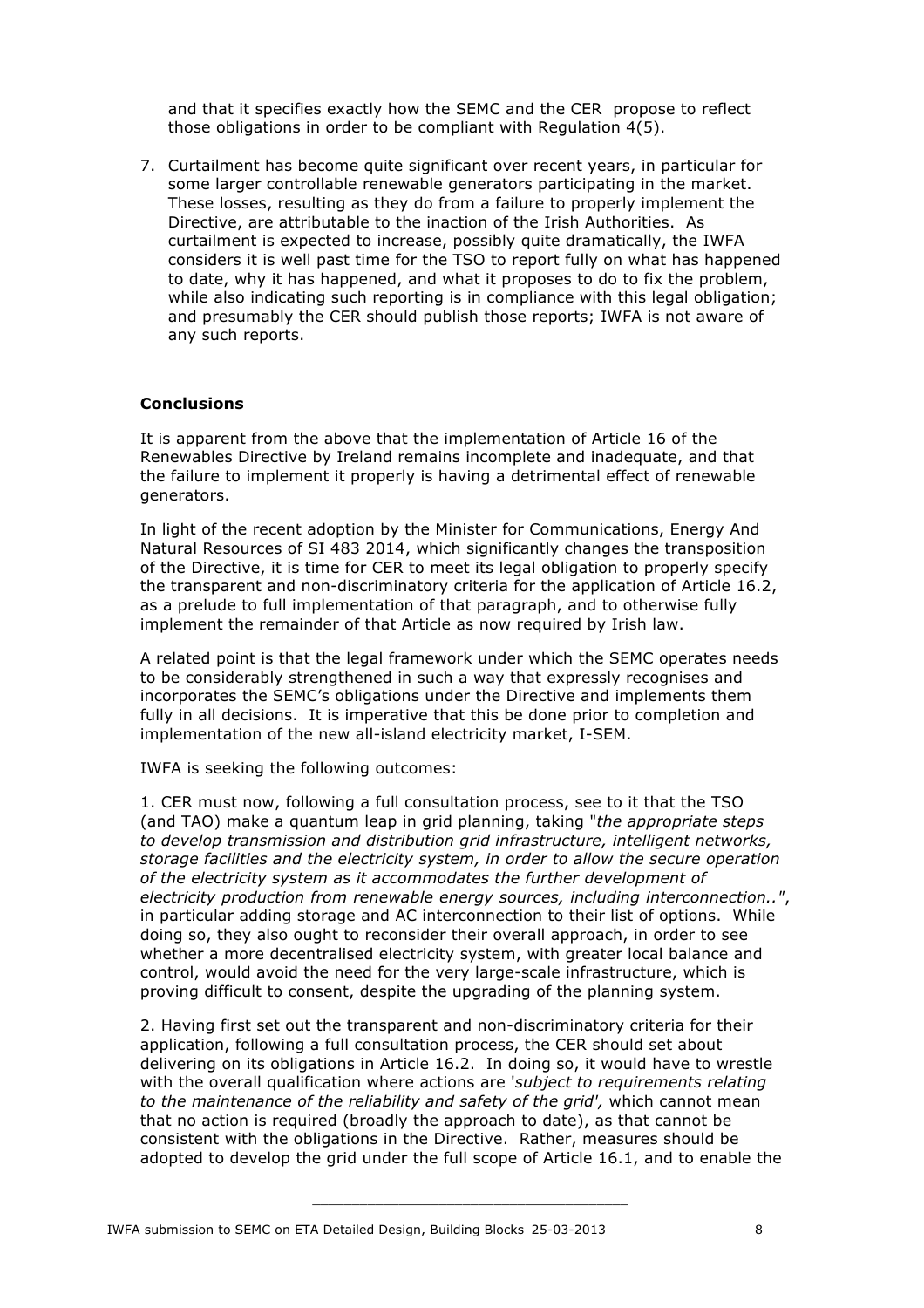and that it specifies exactly how the SEMC and the CER propose to reflect those obligations in order to be compliant with Regulation 4(5).

7. Curtailment has become quite significant over recent years, in particular for some larger controllable renewable generators participating in the market. These losses, resulting as they do from a failure to properly implement the Directive, are attributable to the inaction of the Irish Authorities. As curtailment is expected to increase, possibly quite dramatically, the IWFA considers it is well past time for the TSO to report fully on what has happened to date, why it has happened, and what it proposes to do to fix the problem, while also indicating such reporting is in compliance with this legal obligation; and presumably the CER should publish those reports; IWFA is not aware of any such reports.

**Conclusions**

It is apparent from the above that the implementation of Article 16 of the Renewables Directive by Ireland remains incomplete and inadequate, and that the failure to implement it properly is having a detrimental effect of renewable generators.

In light of the recent adoption by the Minister for Communications, Energy And Natural Resources of SI 483 2014, which significantly changes the transposition of the Directive, it is time for CER to meet its legal obligation to properly specify the transparent and non-discriminatory criteria for the application of Article 16.2, as a prelude to full implementation of that paragraph, and to otherwise fully implement the remainder of that Article as now required by Irish law.

A related point is that the legal framework under which the SEMC operates needs to be considerably strengthened in such a way that expressly recognises and incorporates the SEMC's obligations under the Directive and implements them fully in all decisions. It is imperative that this be done prior to completion and implementation of the new all-island electricity market, I-SEM.

IWFA is seeking the following outcomes:

1. CER must now, following a full consultation process, see to it that the TSO (and TAO) make a quantum leap in grid planning, taking "*the appropriate steps to develop transmission and distribution grid infrastructure, intelligent networks, storage facilities and the electricity system, in order to allow the secure operation of the electricity system as it accommodates the further development of electricity production from renewable energy sources, including interconnection..*", in particular adding storage and AC interconnection to their list of options. While doing so, they also ought to reconsider their overall approach, in order to see whether a more decentralised electricity system, with greater local balance and control, would avoid the need for the very large-scale infrastructure, which is proving difficult to consent, despite the upgrading of the planning system.

2. Having first set out the transparent and non-discriminatory criteria for their application, following a full consultation process, the CER should set about delivering on its obligations in Article 16.2. In doing so, it would have to wrestle with the overall qualification where actions are '*subject to requirements relating to the maintenance of the reliability and safety of the grid*', which cannot mean that no action is required (broadly the approach to date), as that cannot be consistent with the obligations in the Directive. Rather, measures should be adopted to develop the grid under the full scope of Article 16.1, and to enable the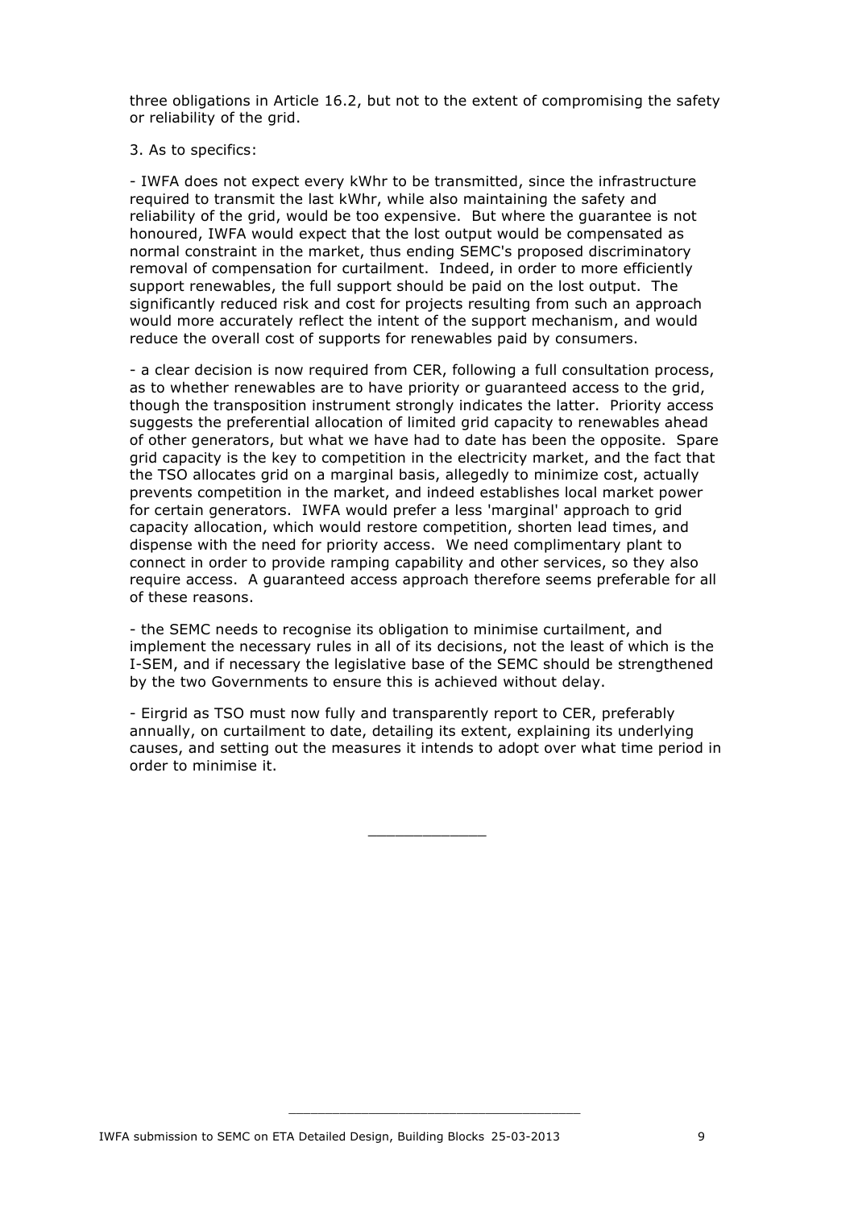three obligations in Article 16.2, but not to the extent of compromising the safety or reliability of the grid.

3. As to specifics:

- IWFA does not expect every kWhr to be transmitted, since the infrastructure required to transmit the last kWhr, while also maintaining the safety and reliability of the grid, would be too expensive. But where the guarantee is not honoured, IWFA would expect that the lost output would be compensated as normal constraint in the market, thus ending SEMC's proposed discriminatory removal of compensation for curtailment. Indeed, in order to more efficiently support renewables, the full support should be paid on the lost output. The significantly reduced risk and cost for projects resulting from such an approach would more accurately reflect the intent of the support mechanism, and would reduce the overall cost of supports for renewables paid by consumers.

- a clear decision is now required from CER, following a full consultation process, as to whether renewables are to have priority or guaranteed access to the grid, though the transposition instrument strongly indicates the latter. Priority access suggests the preferential allocation of limited grid capacity to renewables ahead of other generators, but what we have had to date has been the opposite. Spare grid capacity is the key to competition in the electricity market, and the fact that the TSO allocates grid on a marginal basis, allegedly to minimize cost, actually prevents competition in the market, and indeed establishes local market power for certain generators. IWFA would prefer a less 'marginal' approach to grid capacity allocation, which would restore competition, shorten lead times, and dispense with the need for priority access. We need complimentary plant to connect in order to provide ramping capability and other services, so they also require access. A guaranteed access approach therefore seems preferable for all of these reasons.

- the SEMC needs to recognise its obligation to minimise curtailment, and implement the necessary rules in all of its decisions, not the least of which is the I-SEM, and if necessary the legislative base of the SEMC should be strengthened by the two Governments to ensure this is achieved without delay.

- Eirgrid as TSO must now fully and transparently report to CER, preferably annually, on curtailment to date, detailing its extent, explaining its underlying causes, and setting out the measures it intends to adopt over what time period in order to minimise it.

---